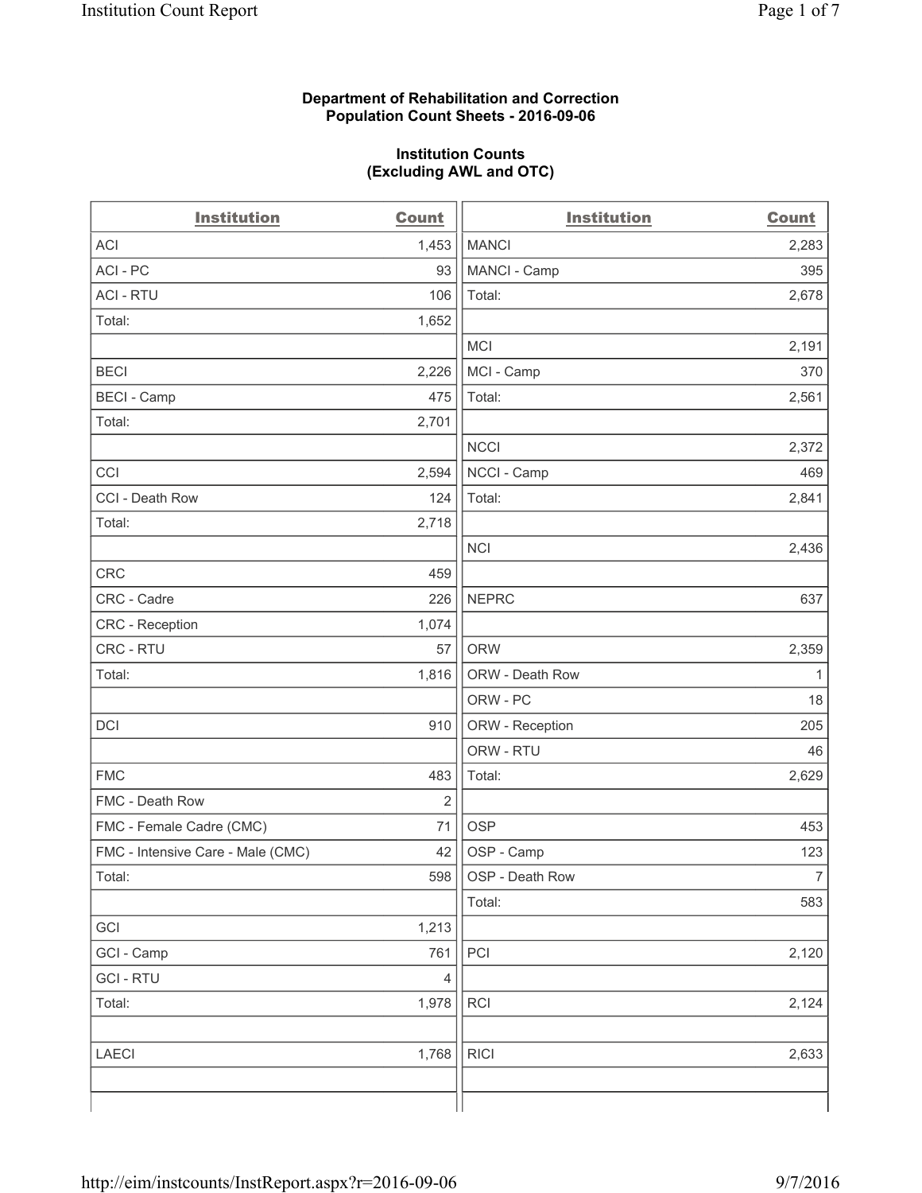**Department of Rehabilitation and Correction**
**Population Count Sheets - 2016-09-06**

**Institution Counts**
**(Excluding AWL and OTC)**

| Institution | Count | Institution | Count |
|---|---|---|---|
| ACI | 1,453 | MANCI | 2,283 |
| ACI - PC | 93 | MANCI - Camp | 395 |
| ACI - RTU | 106 | Total: | 2,678 |
| Total: | 1,652 | | |
| | | MCI | 2,191 |
| BECI | 2,226 | MCI - Camp | 370 |
| BECI - Camp | 475 | Total: | 2,561 |
| Total: | 2,701 | | |
| | | NCCI | 2,372 |
| CCI | 2,594 | NCCI - Camp | 469 |
| CCI - Death Row | 124 | Total: | 2,841 |
| Total: | 2,718 | | |
| | | NCI | 2,436 |
| CRC | 459 | | |
| CRC - Cadre | 226 | NEPRC | 637 |
| CRC - Reception | 1,074 | | |
| CRC - RTU | 57 | ORW | 2,359 |
| Total: | 1,816 | ORW - Death Row | 1 |
| | | ORW - PC | 18 |
| DCI | 910 | ORW - Reception | 205 |
| | | ORW - RTU | 46 |
| FMC | 483 | Total: | 2,629 |
| FMC - Death Row | 2 | | |
| FMC - Female Cadre (CMC) | 71 | OSP | 453 |
| FMC - Intensive Care - Male (CMC) | 42 | OSP - Camp | 123 |
| Total: | 598 | OSP - Death Row | 7 |
| | | Total: | 583 |
| GCI | 1,213 | | |
| GCI - Camp | 761 | PCI | 2,120 |
| GCI - RTU | 4 | | |
| Total: | 1,978 | RCI | 2,124 |
| | | | |
| LAECI | 1,768 | RICI | 2,633 |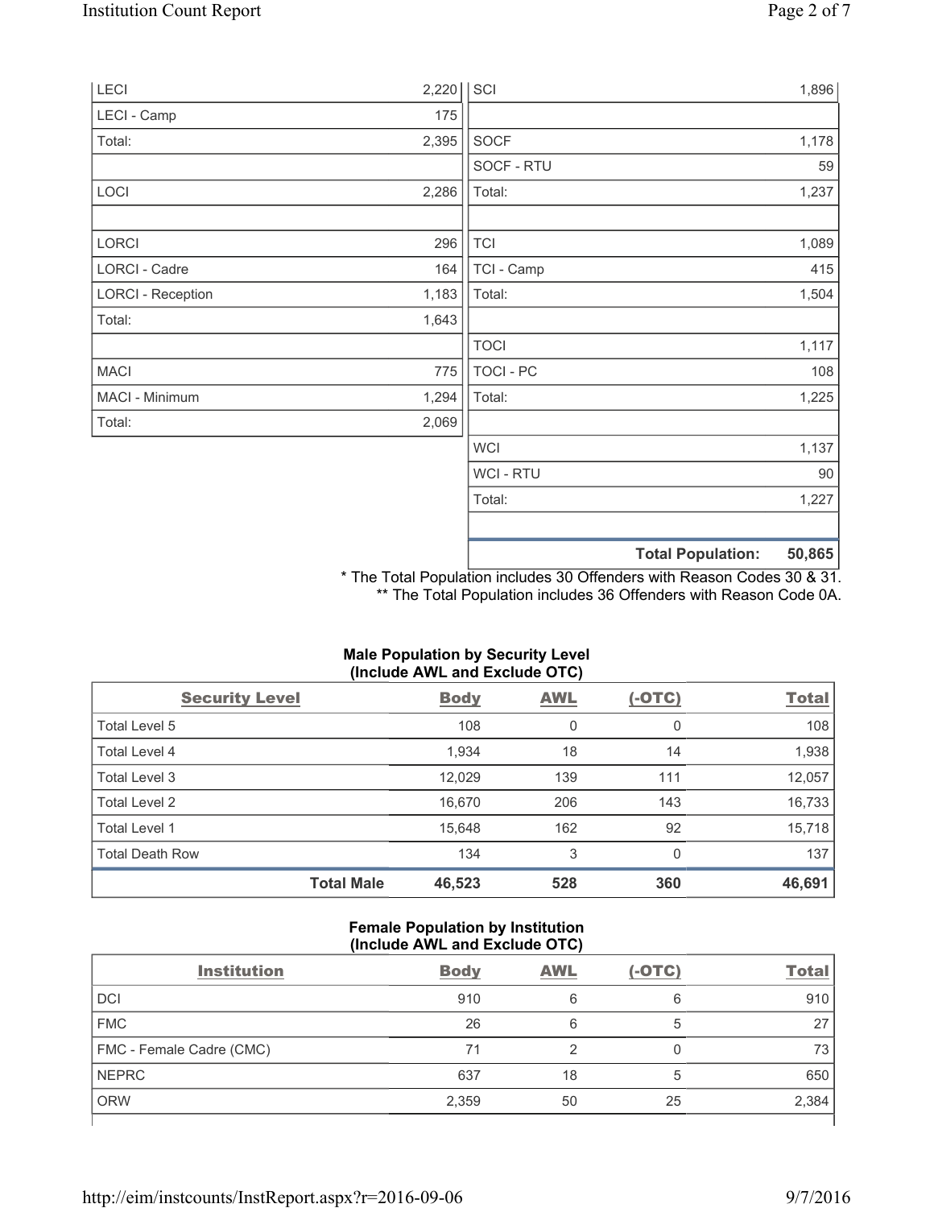| | | | |
|---|---|---|---|
| LECI | 2,220 | SCI | 1,896 |
| LECI - Camp | 175 | | |
| Total: | 2,395 | SOCF | 1,178 |
| | | SOCF - RTU | 59 |
| LOCI | 2,286 | Total: | 1,237 |
| | | | |
| LORCI | 296 | TCI | 1,089 |
| LORCI - Cadre | 164 | TCI - Camp | 415 |
| LORCI - Reception | 1,183 | Total: | 1,504 |
| Total: | 1,643 | | |
| | | TOCI | 1,117 |
| MACI | 775 | TOCI - PC | 108 |
| MACI - Minimum | 1,294 | Total: | 1,225 |
| Total: | 2,069 | | |
| | | WCI | 1,137 |
| | | WCI - RTU | 90 |
| | | Total: | 1,227 |
| | | | |
| | | **Total Population:** | **50,865** |

\* The Total Population includes 30 Offenders with Reason Codes 30 & 31.
\*\* The Total Population includes 36 Offenders with Reason Code 0A.

**Male Population by Security Level (Include AWL and Exclude OTC)**

| Security Level | Body | AWL | (-OTC) | Total |
|---|---|---|---|---|
| Total Level 5 | 108 | 0 | 0 | 108 |
| Total Level 4 | 1,934 | 18 | 14 | 1,938 |
| Total Level 3 | 12,029 | 139 | 111 | 12,057 |
| Total Level 2 | 16,670 | 206 | 143 | 16,733 |
| Total Level 1 | 15,648 | 162 | 92 | 15,718 |
| Total Death Row | 134 | 3 | 0 | 137 |
| **Total Male** | **46,523** | **528** | **360** | **46,691** |

**Female Population by Institution (Include AWL and Exclude OTC)**

| Institution | Body | AWL | (-OTC) | Total |
|---|---|---|---|---|
| DCI | 910 | 6 | 6 | 910 |
| FMC | 26 | 6 | 5 | 27 |
| FMC - Female Cadre (CMC) | 71 | 2 | 0 | 73 |
| NEPRC | 637 | 18 | 5 | 650 |
| ORW | 2,359 | 50 | 25 | 2,384 |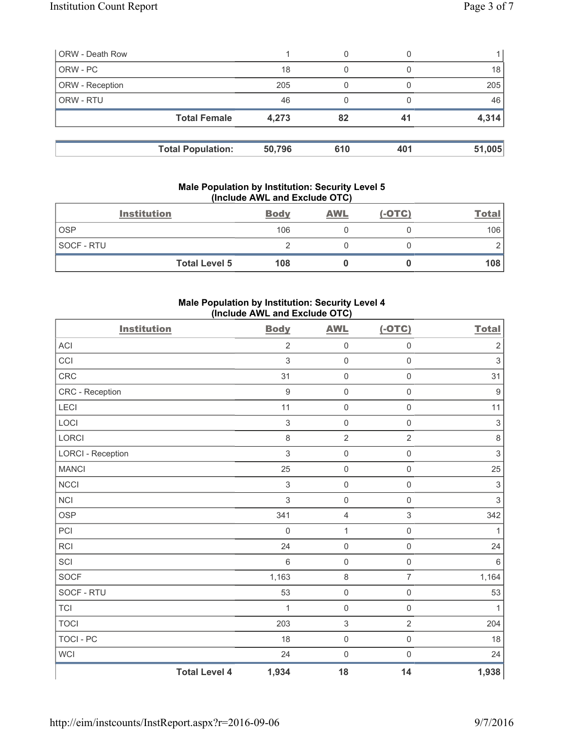| | | | | |
|---|---|---|---|---|
| ORW - Death Row | 1 | 0 | 0 | 1 |
| ORW - PC | 18 | 0 | 0 | 18 |
| ORW - Reception | 205 | 0 | 0 | 205 |
| ORW - RTU | 46 | 0 | 0 | 46 |
| **Total Female** | **4,273** | **82** | **41** | **4,314** |

| | | | | |
|---|---|---|---|---|
| **Total Population:** | **50,796** | **610** | **401** | **51,005** |

### Male Population by Institution: Security Level 5 (Include AWL and Exclude OTC)

| Institution | Body | AWL | (-OTC) | Total |
|---|---|---|---|---|
| OSP | 106 | 0 | 0 | 106 |
| SOCF - RTU | 2 | 0 | 0 | 2 |
| **Total Level 5** | **108** | **0** | **0** | **108** |

### Male Population by Institution: Security Level 4 (Include AWL and Exclude OTC)

| Institution | Body | AWL | (-OTC) | Total |
|---|---|---|---|---|
| ACI | 2 | 0 | 0 | 2 |
| CCI | 3 | 0 | 0 | 3 |
| CRC | 31 | 0 | 0 | 31 |
| CRC - Reception | 9 | 0 | 0 | 9 |
| LECI | 11 | 0 | 0 | 11 |
| LOCI | 3 | 0 | 0 | 3 |
| LORCI | 8 | 2 | 2 | 8 |
| LORCI - Reception | 3 | 0 | 0 | 3 |
| MANCI | 25 | 0 | 0 | 25 |
| NCCI | 3 | 0 | 0 | 3 |
| NCI | 3 | 0 | 0 | 3 |
| OSP | 341 | 4 | 3 | 342 |
| PCI | 0 | 1 | 0 | 1 |
| RCI | 24 | 0 | 0 | 24 |
| SCI | 6 | 0 | 0 | 6 |
| SOCF | 1,163 | 8 | 7 | 1,164 |
| SOCF - RTU | 53 | 0 | 0 | 53 |
| TCI | 1 | 0 | 0 | 1 |
| TOCI | 203 | 3 | 2 | 204 |
| TOCI - PC | 18 | 0 | 0 | 18 |
| WCI | 24 | 0 | 0 | 24 |
| **Total Level 4** | **1,934** | **18** | **14** | **1,938** |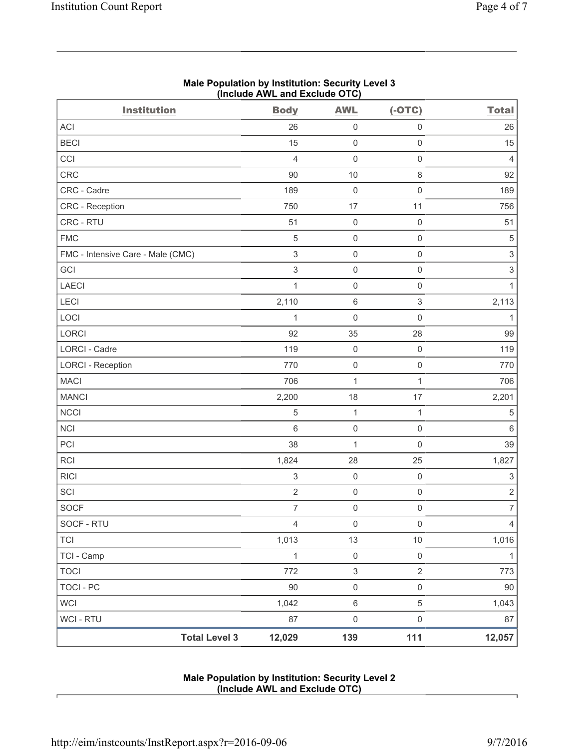## Male Population by Institution: Security Level 3
### (Include AWL and Exclude OTC)

| Institution | Body | AWL | (-OTC) | Total |
|---|---|---|---|---|
| ACI | 26 | 0 | 0 | 26 |
| BECI | 15 | 0 | 0 | 15 |
| CCI | 4 | 0 | 0 | 4 |
| CRC | 90 | 10 | 8 | 92 |
| CRC - Cadre | 189 | 0 | 0 | 189 |
| CRC - Reception | 750 | 17 | 11 | 756 |
| CRC - RTU | 51 | 0 | 0 | 51 |
| FMC | 5 | 0 | 0 | 5 |
| FMC - Intensive Care - Male (CMC) | 3 | 0 | 0 | 3 |
| GCI | 3 | 0 | 0 | 3 |
| LAECI | 1 | 0 | 0 | 1 |
| LECI | 2,110 | 6 | 3 | 2,113 |
| LOCI | 1 | 0 | 0 | 1 |
| LORCI | 92 | 35 | 28 | 99 |
| LORCI - Cadre | 119 | 0 | 0 | 119 |
| LORCI - Reception | 770 | 0 | 0 | 770 |
| MACI | 706 | 1 | 1 | 706 |
| MANCI | 2,200 | 18 | 17 | 2,201 |
| NCCI | 5 | 1 | 1 | 5 |
| NCI | 6 | 0 | 0 | 6 |
| PCI | 38 | 1 | 0 | 39 |
| RCI | 1,824 | 28 | 25 | 1,827 |
| RICI | 3 | 0 | 0 | 3 |
| SCI | 2 | 0 | 0 | 2 |
| SOCF | 7 | 0 | 0 | 7 |
| SOCF - RTU | 4 | 0 | 0 | 4 |
| TCI | 1,013 | 13 | 10 | 1,016 |
| TCI - Camp | 1 | 0 | 0 | 1 |
| TOCI | 772 | 3 | 2 | 773 |
| TOCI - PC | 90 | 0 | 0 | 90 |
| WCI | 1,042 | 6 | 5 | 1,043 |
| WCI - RTU | 87 | 0 | 0 | 87 |
| **Total Level 3** | **12,029** | **139** | **111** | **12,057** |

## Male Population by Institution: Security Level 2
### (Include AWL and Exclude OTC)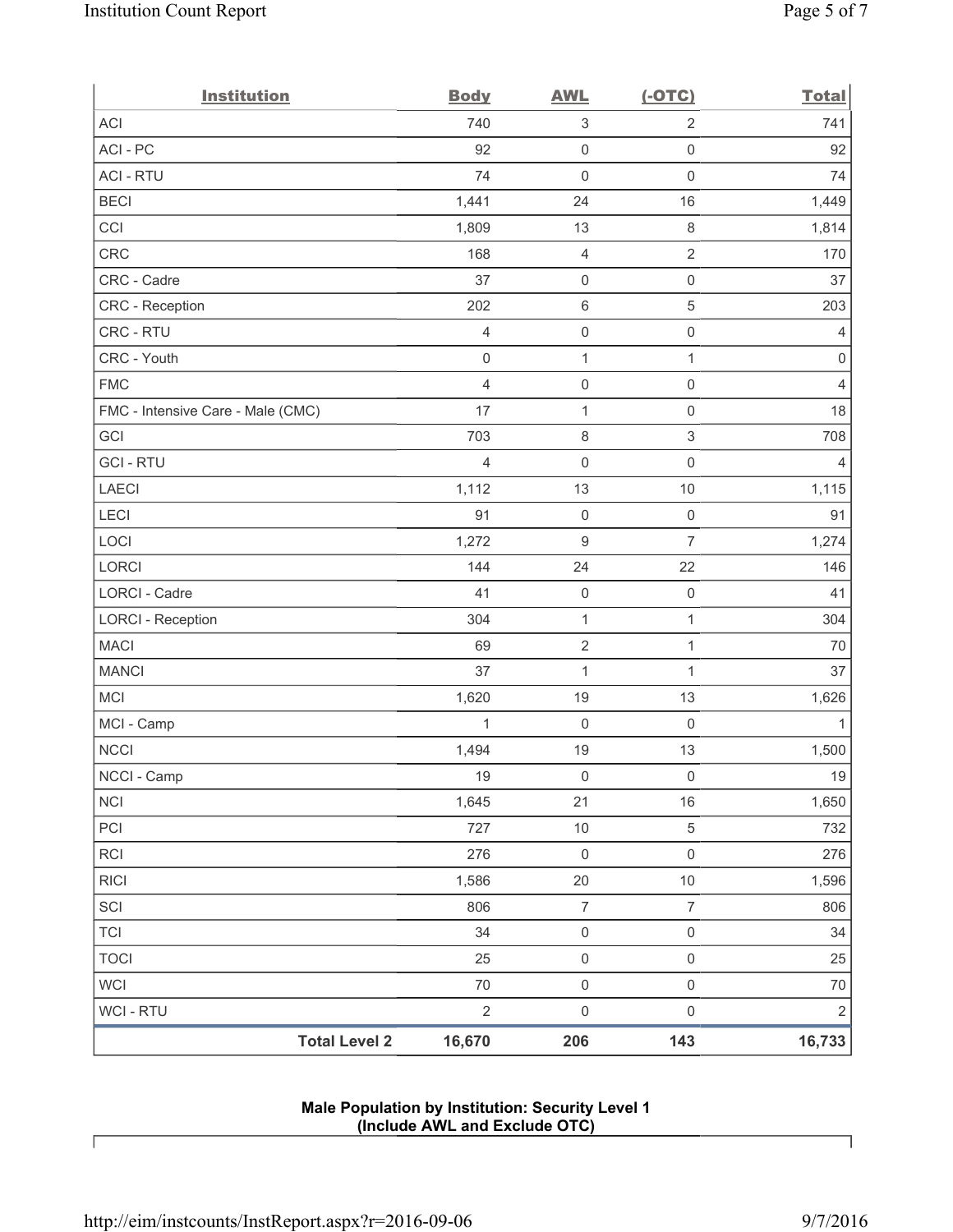| Institution | Body | AWL | (-OTC) | Total |
|---|---|---|---|---|
| ACI | 740 | 3 | 2 | 741 |
| ACI - PC | 92 | 0 | 0 | 92 |
| ACI - RTU | 74 | 0 | 0 | 74 |
| BECI | 1,441 | 24 | 16 | 1,449 |
| CCI | 1,809 | 13 | 8 | 1,814 |
| CRC | 168 | 4 | 2 | 170 |
| CRC - Cadre | 37 | 0 | 0 | 37 |
| CRC - Reception | 202 | 6 | 5 | 203 |
| CRC - RTU | 4 | 0 | 0 | 4 |
| CRC - Youth | 0 | 1 | 1 | 0 |
| FMC | 4 | 0 | 0 | 4 |
| FMC - Intensive Care - Male (CMC) | 17 | 1 | 0 | 18 |
| GCI | 703 | 8 | 3 | 708 |
| GCI - RTU | 4 | 0 | 0 | 4 |
| LAECI | 1,112 | 13 | 10 | 1,115 |
| LECI | 91 | 0 | 0 | 91 |
| LOCI | 1,272 | 9 | 7 | 1,274 |
| LORCI | 144 | 24 | 22 | 146 |
| LORCI - Cadre | 41 | 0 | 0 | 41 |
| LORCI - Reception | 304 | 1 | 1 | 304 |
| MACI | 69 | 2 | 1 | 70 |
| MANCI | 37 | 1 | 1 | 37 |
| MCI | 1,620 | 19 | 13 | 1,626 |
| MCI - Camp | 1 | 0 | 0 | 1 |
| NCCI | 1,494 | 19 | 13 | 1,500 |
| NCCI - Camp | 19 | 0 | 0 | 19 |
| NCI | 1,645 | 21 | 16 | 1,650 |
| PCI | 727 | 10 | 5 | 732 |
| RCI | 276 | 0 | 0 | 276 |
| RICI | 1,586 | 20 | 10 | 1,596 |
| SCI | 806 | 7 | 7 | 806 |
| TCI | 34 | 0 | 0 | 34 |
| TOCI | 25 | 0 | 0 | 25 |
| WCI | 70 | 0 | 0 | 70 |
| WCI - RTU | 2 | 0 | 0 | 2 |
| **Total Level 2** | **16,670** | **206** | **143** | **16,733** |

**Male Population by Institution: Security Level 1**
**(Include AWL and Exclude OTC)**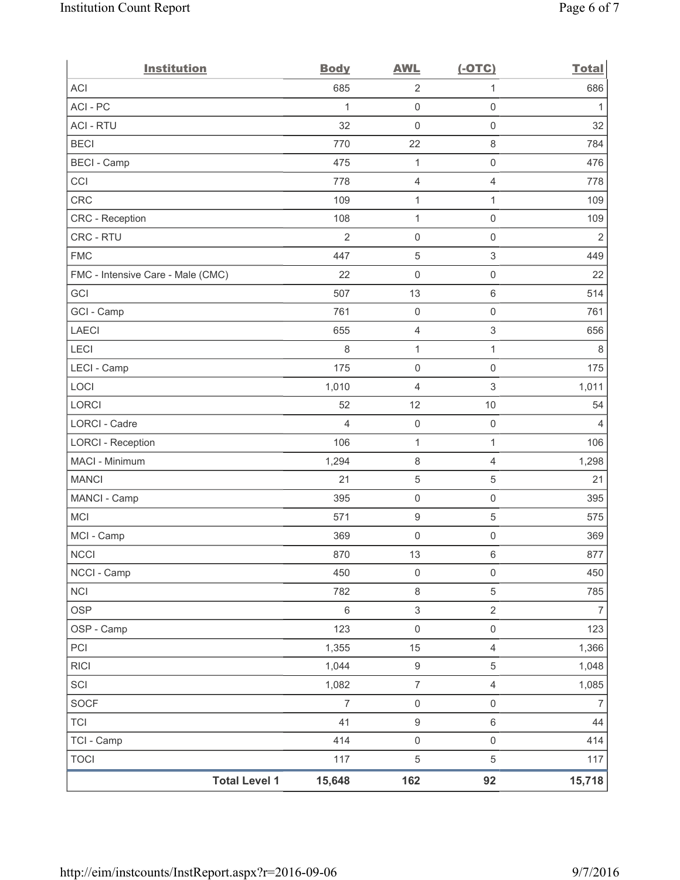| Institution | Body | AWL | (-OTC) | Total |
|---|---|---|---|---|
| ACI | 685 | 2 | 1 | 686 |
| ACI - PC | 1 | 0 | 0 | 1 |
| ACI - RTU | 32 | 0 | 0 | 32 |
| BECI | 770 | 22 | 8 | 784 |
| BECI - Camp | 475 | 1 | 0 | 476 |
| CCI | 778 | 4 | 4 | 778 |
| CRC | 109 | 1 | 1 | 109 |
| CRC - Reception | 108 | 1 | 0 | 109 |
| CRC - RTU | 2 | 0 | 0 | 2 |
| FMC | 447 | 5 | 3 | 449 |
| FMC - Intensive Care - Male (CMC) | 22 | 0 | 0 | 22 |
| GCI | 507 | 13 | 6 | 514 |
| GCI - Camp | 761 | 0 | 0 | 761 |
| LAECI | 655 | 4 | 3 | 656 |
| LECI | 8 | 1 | 1 | 8 |
| LECI - Camp | 175 | 0 | 0 | 175 |
| LOCI | 1,010 | 4 | 3 | 1,011 |
| LORCI | 52 | 12 | 10 | 54 |
| LORCI - Cadre | 4 | 0 | 0 | 4 |
| LORCI - Reception | 106 | 1 | 1 | 106 |
| MACI - Minimum | 1,294 | 8 | 4 | 1,298 |
| MANCI | 21 | 5 | 5 | 21 |
| MANCI - Camp | 395 | 0 | 0 | 395 |
| MCI | 571 | 9 | 5 | 575 |
| MCI - Camp | 369 | 0 | 0 | 369 |
| NCCI | 870 | 13 | 6 | 877 |
| NCCI - Camp | 450 | 0 | 0 | 450 |
| NCI | 782 | 8 | 5 | 785 |
| OSP | 6 | 3 | 2 | 7 |
| OSP - Camp | 123 | 0 | 0 | 123 |
| PCI | 1,355 | 15 | 4 | 1,366 |
| RICI | 1,044 | 9 | 5 | 1,048 |
| SCI | 1,082 | 7 | 4 | 1,085 |
| SOCF | 7 | 0 | 0 | 7 |
| TCI | 41 | 9 | 6 | 44 |
| TCI - Camp | 414 | 0 | 0 | 414 |
| TOCI | 117 | 5 | 5 | 117 |
| **Total Level 1** | **15,648** | **162** | **92** | **15,718** |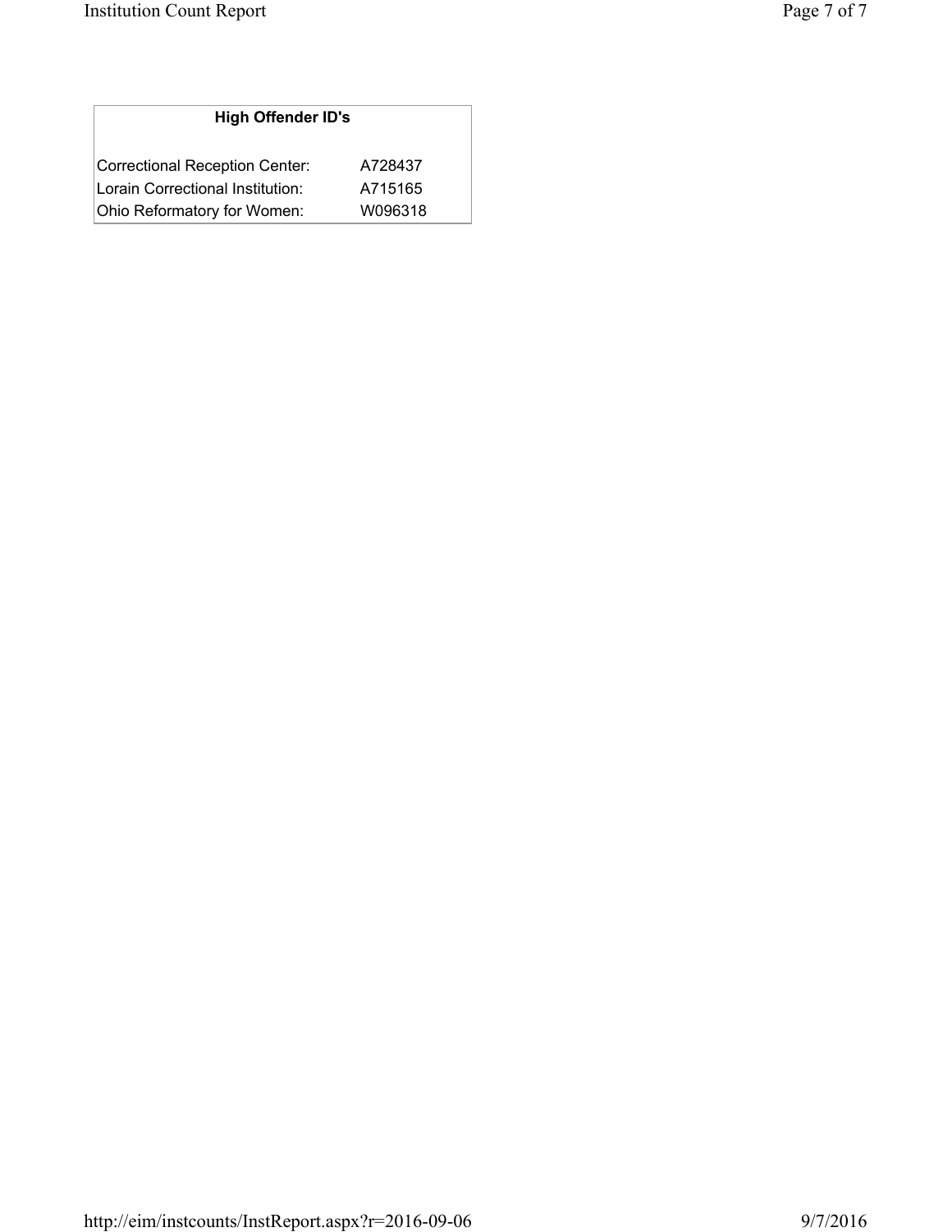| High Offender ID's | |
|---|---|
| Correctional Reception Center: | A728437 |
| Lorain Correctional Institution: | A715165 |
| Ohio Reformatory for Women: | W096318 |